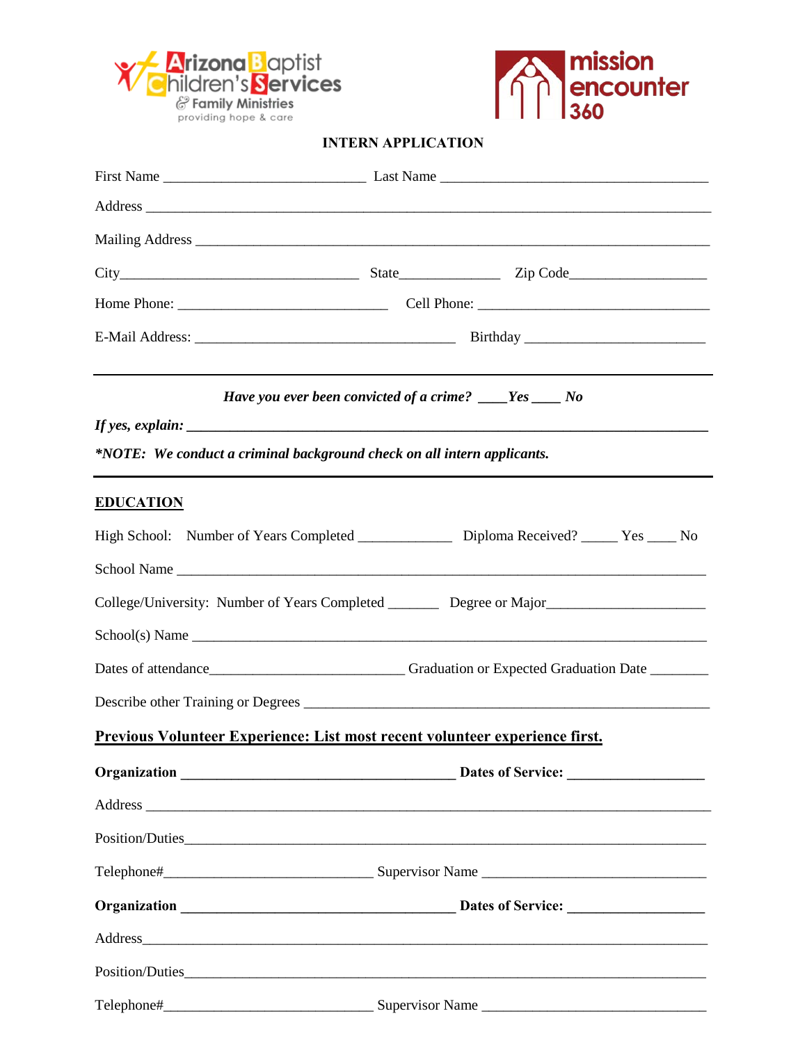Arizona Baptist Children's Services & Family Ministries
providing hope & care

mission encounter 360

# INTERN APPLICATION

First Name ___________________________ Last Name ____________________________________

Address ________________________________________________________________________________

Mailing Address ________________________________________________________________________

City_________________________________ State______________ Zip Code__________________

Home Phone: ____________________________ Cell Phone: _______________________________

E-Mail Address: ___________________________________ Birthday ________________________

---

***Have you ever been convicted of a crime? ____Yes ____ No***

***If yes, explain: ______________________________________________________________________***

***\*NOTE: We conduct a criminal background check on all intern applicants.***

---

## EDUCATION

High School: Number of Years Completed _____________ Diploma Received? _____ Yes ____ No

School Name ____________________________________________________________________________

College/University: Number of Years Completed _______ Degree or Major_____________________

School(s) Name _________________________________________________________________________

Dates of attendance__________________________ Graduation or Expected Graduation Date ________

Describe other Training or Degrees ______________________________________________________

## Previous Volunteer Experience: List most recent volunteer experience first.

**Organization ______________________________________ Dates of Service: __________________**

Address ________________________________________________________________________________

Position/Duties_________________________________________________________________________

Telephone#____________________________ Supervisor Name ______________________________

**Organization ______________________________________ Dates of Service: __________________**

Address_________________________________________________________________________________

Position/Duties_________________________________________________________________________

Telephone#____________________________ Supervisor Name ______________________________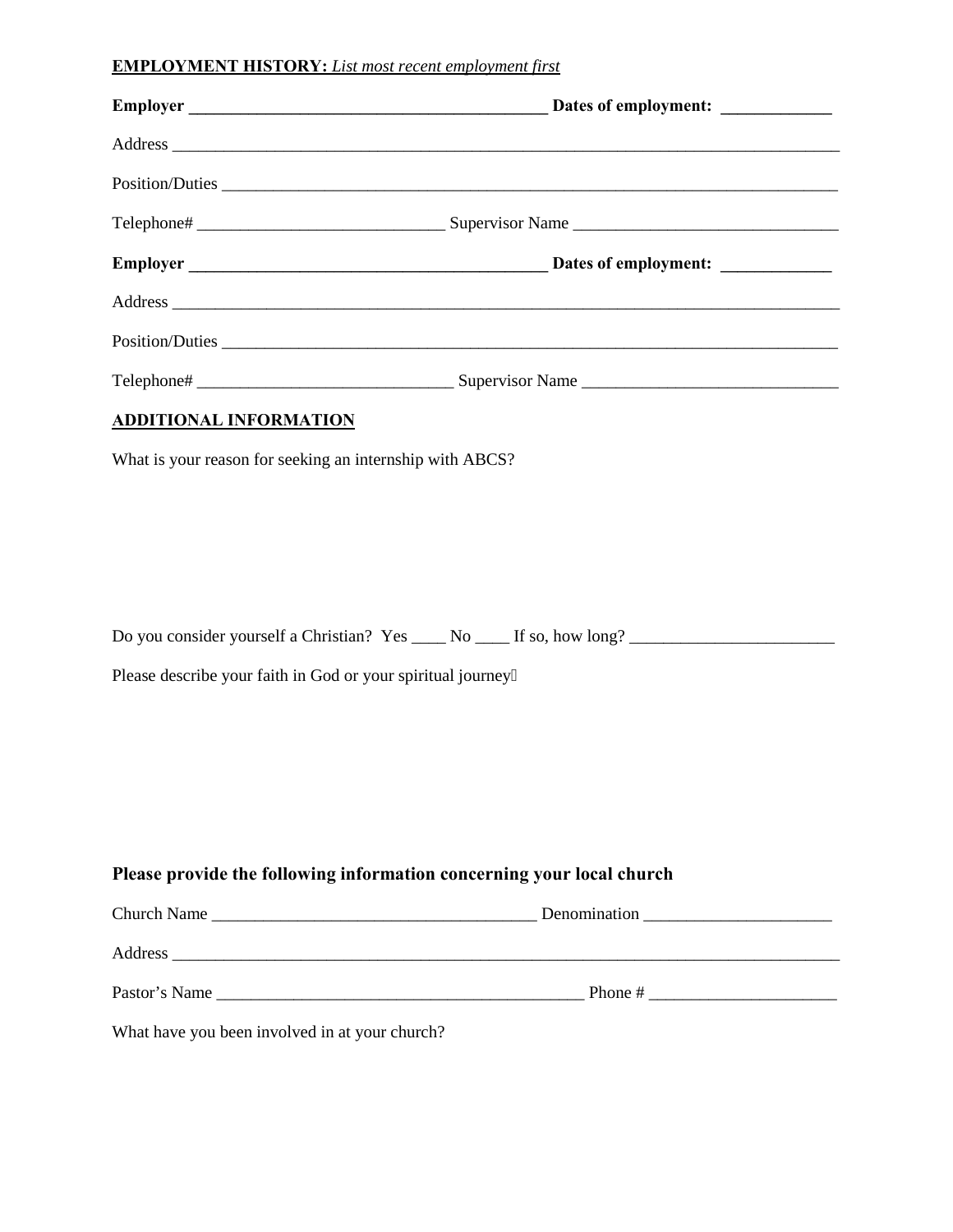**EMPLOYMENT HISTORY:** *List most recent employment first*

**Employer ________________________________________ Dates of employment: ____________**

Address ______________________________________________________________________________

Position/Duties _______________________________________________________________________

Telephone# __________________________ Supervisor Name ____________________________

**Employer ________________________________________ Dates of employment: ____________**

Address ______________________________________________________________________________

Position/Duties _______________________________________________________________________

Telephone# ____________________________ Supervisor Name ___________________________

**ADDITIONAL INFORMATION**

What is your reason for seeking an internship with ABCS?

Do you consider yourself a Christian? Yes ____ No ____ If so, how long? _______________________

Please describe your faith in God or your spiritual journey

**Please provide the following information concerning your local church**

Church Name ____________________________________ Denomination _____________________

Address ______________________________________________________________________________

Pastor's Name ________________________________________ Phone # _____________________

What have you been involved in at your church?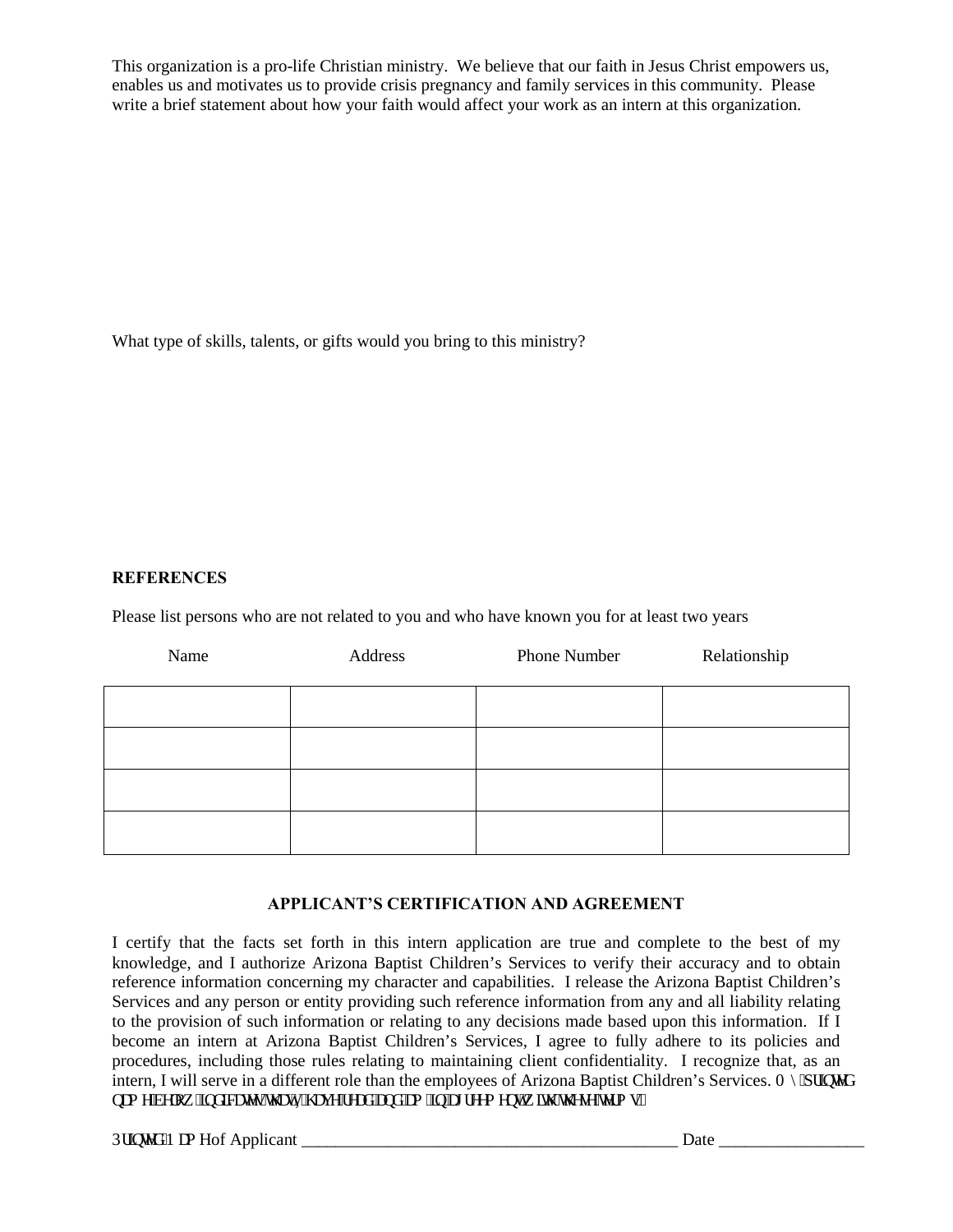This organization is a pro-life Christian ministry. We believe that our faith in Jesus Christ empowers us, enables us and motivates us to provide crisis pregnancy and family services in this community. Please write a brief statement about how your faith would affect your work as an intern at this organization.

What type of skills, talents, or gifts would you bring to this ministry?

**REFERENCES**

Please list persons who are not related to you and who have known you for at least two years

| Name | Address | Phone Number | Relationship |
|---|---|---|---|
| | | | |
| | | | |
| | | | |
| | | | |

**APPLICANT'S CERTIFICATION AND AGREEMENT**

I certify that the facts set forth in this intern application are true and complete to the best of my knowledge, and I authorize Arizona Baptist Children's Services to verify their accuracy and to obtain reference information concerning my character and capabilities. I release the Arizona Baptist Children's Services and any person or entity providing such reference information from any and all liability relating to the provision of such information or relating to any decisions made based upon this information. If I become an intern at Arizona Baptist Children's Services, I agree to fully adhere to its policies and procedures, including those rules relating to maintaining client confidentiality. I recognize that, as an intern, I will serve in a different role than the employees of Arizona Baptist Children's Services. My printed name below indicates that I have read and am in agreement with these terms.

Printed Name of Applicant ____________________________________________ Date _________________